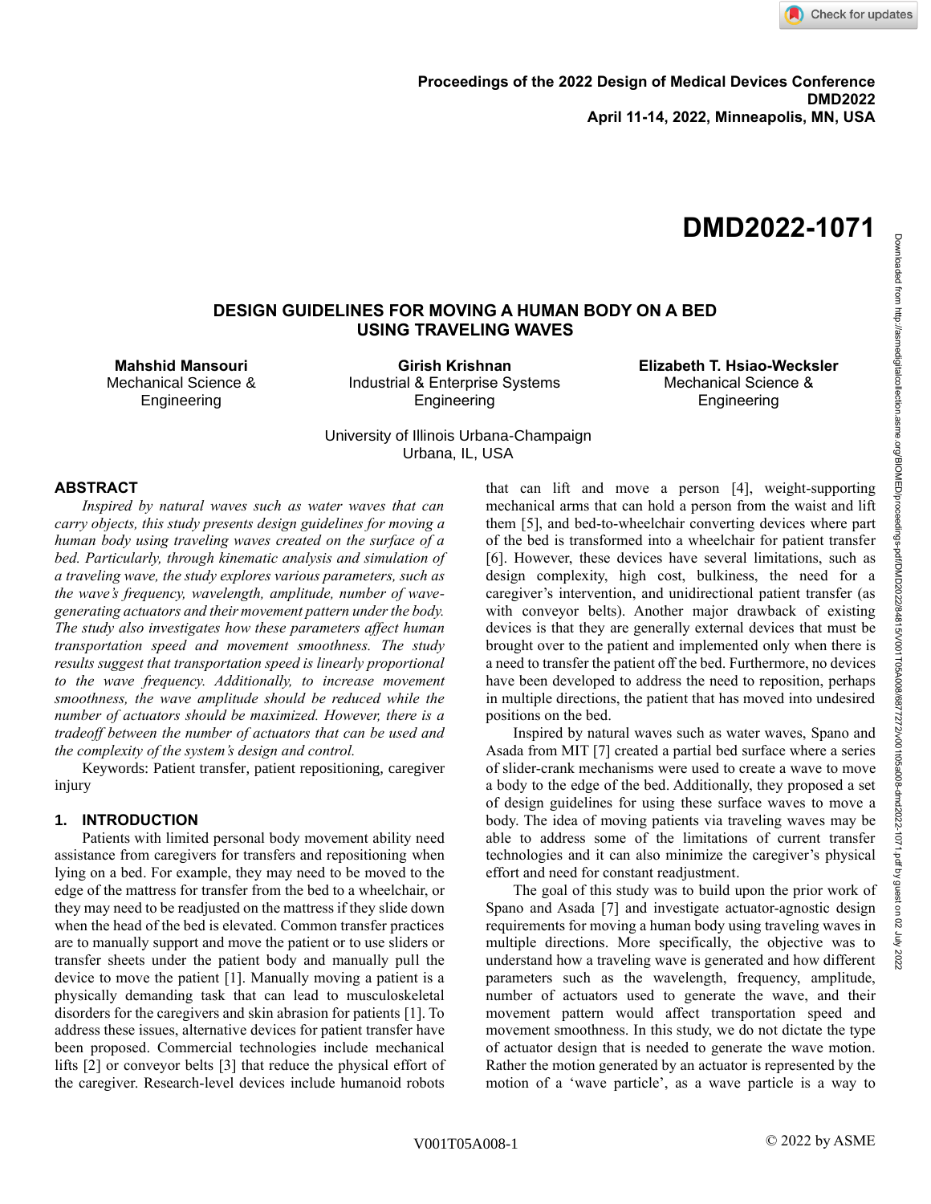Proceedings of the 2022 Design of Medical Devices Conference
DMD2022
April 11-14, 2022, Minneapolis, MN, USA

# DMD2022-1071

## DESIGN GUIDELINES FOR MOVING A HUMAN BODY ON A BED USING TRAVELING WAVES

**Mahshid Mansouri**
Mechanical Science & Engineering

**Girish Krishnan**
Industrial & Enterprise Systems Engineering

**Elizabeth T. Hsiao-Wecksler**
Mechanical Science & Engineering

University of Illinois Urbana-Champaign
Urbana, IL, USA

## ABSTRACT

*Inspired by natural waves such as water waves that can carry objects, this study presents design guidelines for moving a human body using traveling waves created on the surface of a bed. Particularly, through kinematic analysis and simulation of a traveling wave, the study explores various parameters, such as the wave's frequency, wavelength, amplitude, number of wave-generating actuators and their movement pattern under the body. The study also investigates how these parameters affect human transportation speed and movement smoothness. The study results suggest that transportation speed is linearly proportional to the wave frequency. Additionally, to increase movement smoothness, the wave amplitude should be reduced while the number of actuators should be maximized. However, there is a tradeoff between the number of actuators that can be used and the complexity of the system's design and control.*

Keywords: Patient transfer, patient repositioning, caregiver injury

## 1. INTRODUCTION

Patients with limited personal body movement ability need assistance from caregivers for transfers and repositioning when lying on a bed. For example, they may need to be moved to the edge of the mattress for transfer from the bed to a wheelchair, or they may need to be readjusted on the mattress if they slide down when the head of the bed is elevated. Common transfer practices are to manually support and move the patient or to use sliders or transfer sheets under the patient body and manually pull the device to move the patient [1]. Manually moving a patient is a physically demanding task that can lead to musculoskeletal disorders for the caregivers and skin abrasion for patients [1]. To address these issues, alternative devices for patient transfer have been proposed. Commercial technologies include mechanical lifts [2] or conveyor belts [3] that reduce the physical effort of the caregiver. Research-level devices include humanoid robots that can lift and move a person [4], weight-supporting mechanical arms that can hold a person from the waist and lift them [5], and bed-to-wheelchair converting devices where part of the bed is transformed into a wheelchair for patient transfer [6]. However, these devices have several limitations, such as design complexity, high cost, bulkiness, the need for a caregiver's intervention, and unidirectional patient transfer (as with conveyor belts). Another major drawback of existing devices is that they are generally external devices that must be brought over to the patient and implemented only when there is a need to transfer the patient off the bed. Furthermore, no devices have been developed to address the need to reposition, perhaps in multiple directions, the patient that has moved into undesired positions on the bed.

Inspired by natural waves such as water waves, Spano and Asada from MIT [7] created a partial bed surface where a series of slider-crank mechanisms were used to create a wave to move a body to the edge of the bed. Additionally, they proposed a set of design guidelines for using these surface waves to move a body. The idea of moving patients via traveling waves may be able to address some of the limitations of current transfer technologies and it can also minimize the caregiver's physical effort and need for constant readjustment.

The goal of this study was to build upon the prior work of Spano and Asada [7] and investigate actuator-agnostic design requirements for moving a human body using traveling waves in multiple directions. More specifically, the objective was to understand how a traveling wave is generated and how different parameters such as the wavelength, frequency, amplitude, number of actuators used to generate the wave, and their movement pattern would affect transportation speed and movement smoothness. In this study, we do not dictate the type of actuator design that is needed to generate the wave motion. Rather the motion generated by an actuator is represented by the motion of a 'wave particle', as a wave particle is a way to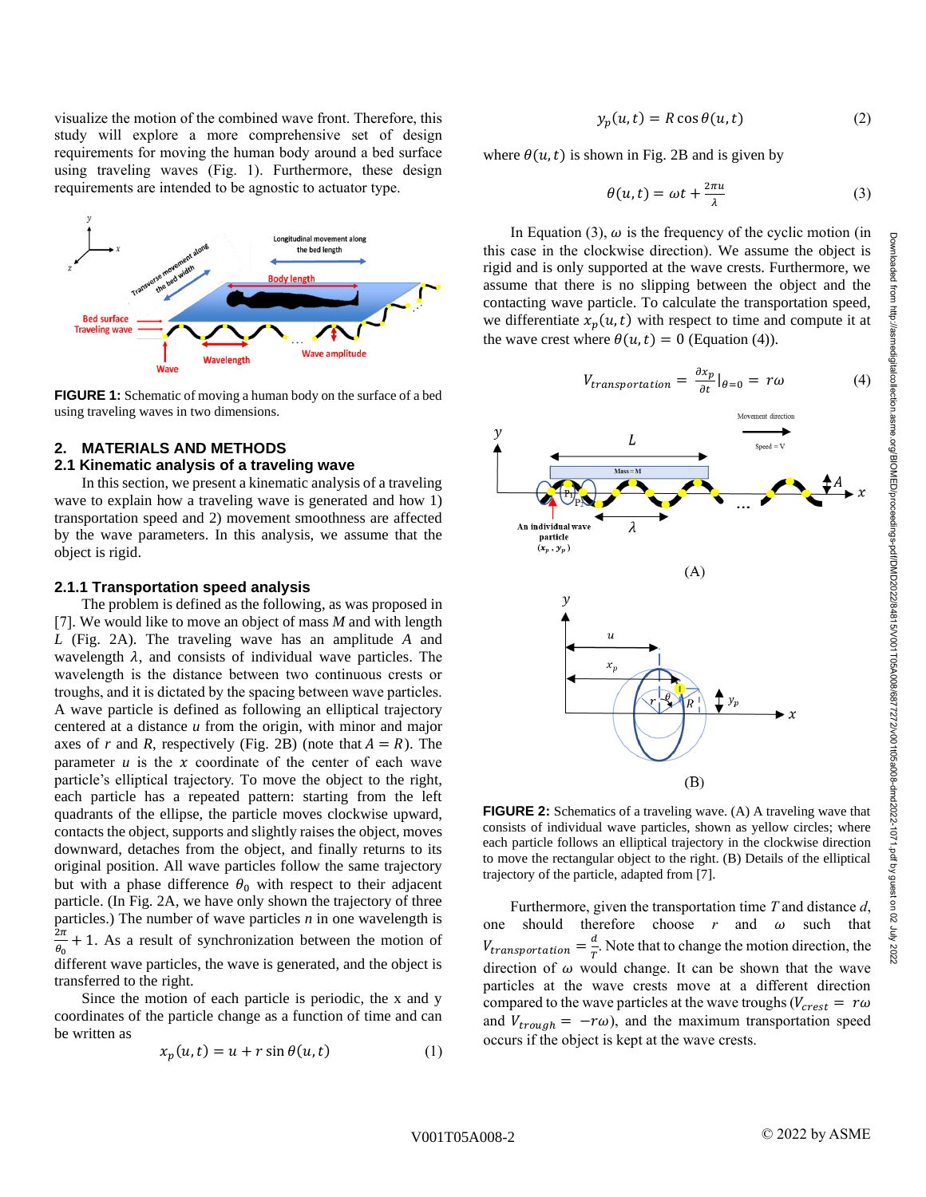visualize the motion of the combined wave front. Therefore, this study will explore a more comprehensive set of design requirements for moving the human body around a bed surface using traveling waves (Fig. 1). Furthermore, these design requirements are intended to be agnostic to actuator type.

**FIGURE 1:** Schematic of moving a human body on the surface of a bed using traveling waves in two dimensions.

## 2. MATERIALS AND METHODS

### 2.1 Kinematic analysis of a traveling wave

In this section, we present a kinematic analysis of a traveling wave to explain how a traveling wave is generated and how 1) transportation speed and 2) movement smoothness are affected by the wave parameters. In this analysis, we assume that the object is rigid.

#### 2.1.1 Transportation speed analysis

The problem is defined as the following, as was proposed in [7]. We would like to move an object of mass $M$ and with length $L$ (Fig. 2A). The traveling wave has an amplitude $A$ and wavelength $\lambda$, and consists of individual wave particles. The wavelength is the distance between two continuous crests or troughs, and it is dictated by the spacing between wave particles. A wave particle is defined as following an elliptical trajectory centered at a distance $u$ from the origin, with minor and major axes of $r$ and $R$, respectively (Fig. 2B) (note that $A = R$). The parameter $u$ is the $x$ coordinate of the center of each wave particle's elliptical trajectory. To move the object to the right, each particle has a repeated pattern: starting from the left quadrants of the ellipse, the particle moves clockwise upward, contacts the object, supports and slightly raises the object, moves downward, detaches from the object, and finally returns to its original position. All wave particles follow the same trajectory but with a phase difference $\theta_0$ with respect to their adjacent particle. (In Fig. 2A, we have only shown the trajectory of three particles.) The number of wave particles $n$ in one wavelength is $\frac{2\pi}{\theta_0} + 1$. As a result of synchronization between the motion of different wave particles, the wave is generated, and the object is transferred to the right.

Since the motion of each particle is periodic, the x and y coordinates of the particle change as a function of time and can be written as

$$x_p(u,t) = u + r\sin\theta(u,t) \tag{1}$$

$$y_p(u,t) = R\cos\theta(u,t) \tag{2}$$

where $\theta(u,t)$ is shown in Fig. 2B and is given by

$$\theta(u,t) = \omega t + \frac{2\pi u}{\lambda} \tag{3}$$

In Equation (3), $\omega$ is the frequency of the cyclic motion (in this case in the clockwise direction). We assume the object is rigid and is only supported at the wave crests. Furthermore, we assume that there is no slipping between the object and the contacting wave particle. To calculate the transportation speed, we differentiate $x_p(u,t)$ with respect to time and compute it at the wave crest where $\theta(u,t) = 0$ (Equation (4)).

$$V_{transportation} = \frac{\partial x_p}{\partial t}\Big|_{\theta=0} = r\omega \tag{4}$$

**FIGURE 2:** Schematics of a traveling wave. (A) A traveling wave that consists of individual wave particles, shown as yellow circles; where each particle follows an elliptical trajectory in the clockwise direction to move the rectangular object to the right. (B) Details of the elliptical trajectory of the particle, adapted from [7].

Furthermore, given the transportation time $T$ and distance $d$, one should therefore choose $r$ and $\omega$ such that $V_{transportation} = \frac{d}{T}$. Note that to change the motion direction, the direction of $\omega$ would change. It can be shown that the wave particles at the wave crests move at a different direction compared to the wave particles at the wave troughs ($V_{crest} = r\omega$ and $V_{trough} = -r\omega$), and the maximum transportation speed occurs if the object is kept at the wave crests.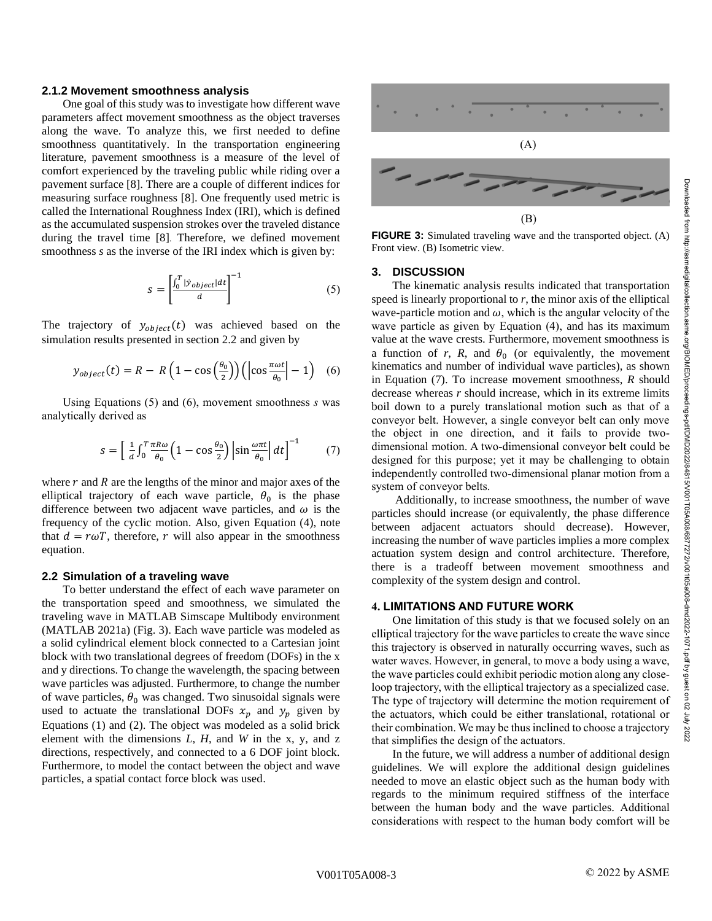### 2.1.2 Movement smoothness analysis

One goal of this study was to investigate how different wave parameters affect movement smoothness as the object traverses along the wave. To analyze this, we first needed to define smoothness quantitatively. In the transportation engineering literature, pavement smoothness is a measure of the level of comfort experienced by the traveling public while riding over a pavement surface [8]. There are a couple of different indices for measuring surface roughness [8]. One frequently used metric is called the International Roughness Index (IRI), which is defined as the accumulated suspension strokes over the traveled distance during the travel time [8]. Therefore, we defined movement smoothness $s$ as the inverse of the IRI index which is given by:

$$s = \left[\frac{\int_0^T |\dot{y}_{object}| dt}{d}\right]^{-1} \quad (5)$$

The trajectory of $y_{object}(t)$ was achieved based on the simulation results presented in section 2.2 and given by

$$y_{object}(t) = R - R\left(1 - \cos\left(\frac{\theta_0}{2}\right)\right)\left(\left|\cos\frac{\pi\omega t}{\theta_0}\right| - 1\right) \quad (6)$$

Using Equations (5) and (6), movement smoothness $s$ was analytically derived as

$$s = \left[\frac{1}{d}\int_0^T \frac{\pi R\omega}{\theta_0}\left(1 - \cos\frac{\theta_0}{2}\right)\left|\sin\frac{\omega\pi t}{\theta_0}\right| dt\right]^{-1} \quad (7)$$

where $r$ and $R$ are the lengths of the minor and major axes of the elliptical trajectory of each wave particle, $\theta_0$ is the phase difference between two adjacent wave particles, and $\omega$ is the frequency of the cyclic motion. Also, given Equation (4), note that $d = r\omega T$, therefore, $r$ will also appear in the smoothness equation.

## 2.2 Simulation of a traveling wave

To better understand the effect of each wave parameter on the transportation speed and smoothness, we simulated the traveling wave in MATLAB Simscape Multibody environment (MATLAB 2021a) (Fig. 3). Each wave particle was modeled as a solid cylindrical element block connected to a Cartesian joint block with two translational degrees of freedom (DOFs) in the x and y directions. To change the wavelength, the spacing between wave particles was adjusted. Furthermore, to change the number of wave particles, $\theta_0$ was changed. Two sinusoidal signals were used to actuate the translational DOFs $x_p$ and $y_p$ given by Equations (1) and (2). The object was modeled as a solid brick element with the dimensions $L$, $H$, and $W$ in the x, y, and z directions, respectively, and connected to a 6 DOF joint block. Furthermore, to model the contact between the object and wave particles, a spatial contact force block was used.

(A)

(B)

**FIGURE 3:** Simulated traveling wave and the transported object. (A) Front view. (B) Isometric view.

## 3. DISCUSSION

The kinematic analysis results indicated that transportation speed is linearly proportional to $r$, the minor axis of the elliptical wave-particle motion and $\omega$, which is the angular velocity of the wave particle as given by Equation (4), and has its maximum value at the wave crests. Furthermore, movement smoothness is a function of $r$, $R$, and $\theta_0$ (or equivalently, the movement kinematics and number of individual wave particles), as shown in Equation (7). To increase movement smoothness, $R$ should decrease whereas $r$ should increase, which in its extreme limits boil down to a purely translational motion such as that of a conveyor belt. However, a single conveyor belt can only move the object in one direction, and it fails to provide two-dimensional motion. A two-dimensional conveyor belt could be designed for this purpose; yet it may be challenging to obtain independently controlled two-dimensional planar motion from a system of conveyor belts.

Additionally, to increase smoothness, the number of wave particles should increase (or equivalently, the phase difference between adjacent actuators should decrease). However, increasing the number of wave particles implies a more complex actuation system design and control architecture. Therefore, there is a tradeoff between movement smoothness and complexity of the system design and control.

## 4. LIMITATIONS AND FUTURE WORK

One limitation of this study is that we focused solely on an elliptical trajectory for the wave particles to create the wave since this trajectory is observed in naturally occurring waves, such as water waves. However, in general, to move a body using a wave, the wave particles could exhibit periodic motion along any close-loop trajectory, with the elliptical trajectory as a specialized case. The type of trajectory will determine the motion requirement of the actuators, which could be either translational, rotational or their combination. We may be thus inclined to choose a trajectory that simplifies the design of the actuators.

In the future, we will address a number of additional design guidelines. We will explore the additional design guidelines needed to move an elastic object such as the human body with regards to the minimum required stiffness of the interface between the human body and the wave particles. Additional considerations with respect to the human body comfort will be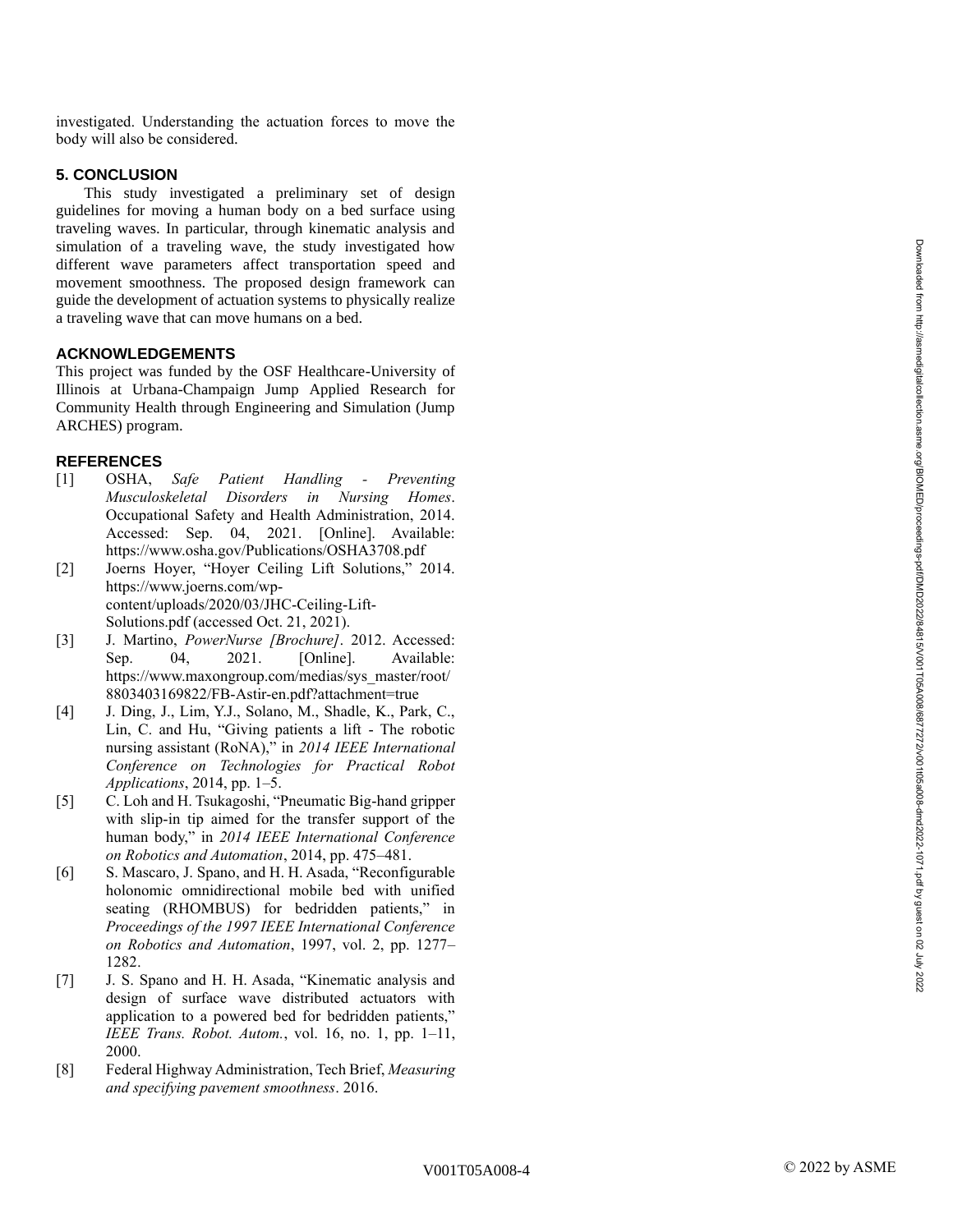investigated. Understanding the actuation forces to move the body will also be considered.

## 5. CONCLUSION

This study investigated a preliminary set of design guidelines for moving a human body on a bed surface using traveling waves. In particular, through kinematic analysis and simulation of a traveling wave, the study investigated how different wave parameters affect transportation speed and movement smoothness. The proposed design framework can guide the development of actuation systems to physically realize a traveling wave that can move humans on a bed.

## ACKNOWLEDGEMENTS

This project was funded by the OSF Healthcare-University of Illinois at Urbana-Champaign Jump Applied Research for Community Health through Engineering and Simulation (Jump ARCHES) program.

## REFERENCES

[1] OSHA, *Safe Patient Handling - Preventing Musculoskeletal Disorders in Nursing Homes*. Occupational Safety and Health Administration, 2014. Accessed: Sep. 04, 2021. [Online]. Available: https://www.osha.gov/Publications/OSHA3708.pdf

[2] Joerns Hoyer, "Hoyer Ceiling Lift Solutions," 2014. https://www.joerns.com/wp-content/uploads/2020/03/JHC-Ceiling-Lift-Solutions.pdf (accessed Oct. 21, 2021).

[3] J. Martino, *PowerNurse [Brochure]*. 2012. Accessed: Sep. 04, 2021. [Online]. Available: https://www.maxongroup.com/medias/sys_master/root/8803403169822/FB-Astir-en.pdf?attachment=true

[4] J. Ding, J., Lim, Y.J., Solano, M., Shadle, K., Park, C., Lin, C. and Hu, "Giving patients a lift - The robotic nursing assistant (RoNA)," in *2014 IEEE International Conference on Technologies for Practical Robot Applications*, 2014, pp. 1–5.

[5] C. Loh and H. Tsukagoshi, "Pneumatic Big-hand gripper with slip-in tip aimed for the transfer support of the human body," in *2014 IEEE International Conference on Robotics and Automation*, 2014, pp. 475–481.

[6] S. Mascaro, J. Spano, and H. H. Asada, "Reconfigurable holonomic omnidirectional mobile bed with unified seating (RHOMBUS) for bedridden patients," in *Proceedings of the 1997 IEEE International Conference on Robotics and Automation*, 1997, vol. 2, pp. 1277–1282.

[7] J. S. Spano and H. H. Asada, "Kinematic analysis and design of surface wave distributed actuators with application to a powered bed for bedridden patients," *IEEE Trans. Robot. Autom.*, vol. 16, no. 1, pp. 1–11, 2000.

[8] Federal Highway Administration, Tech Brief, *Measuring and specifying pavement smoothness*. 2016.